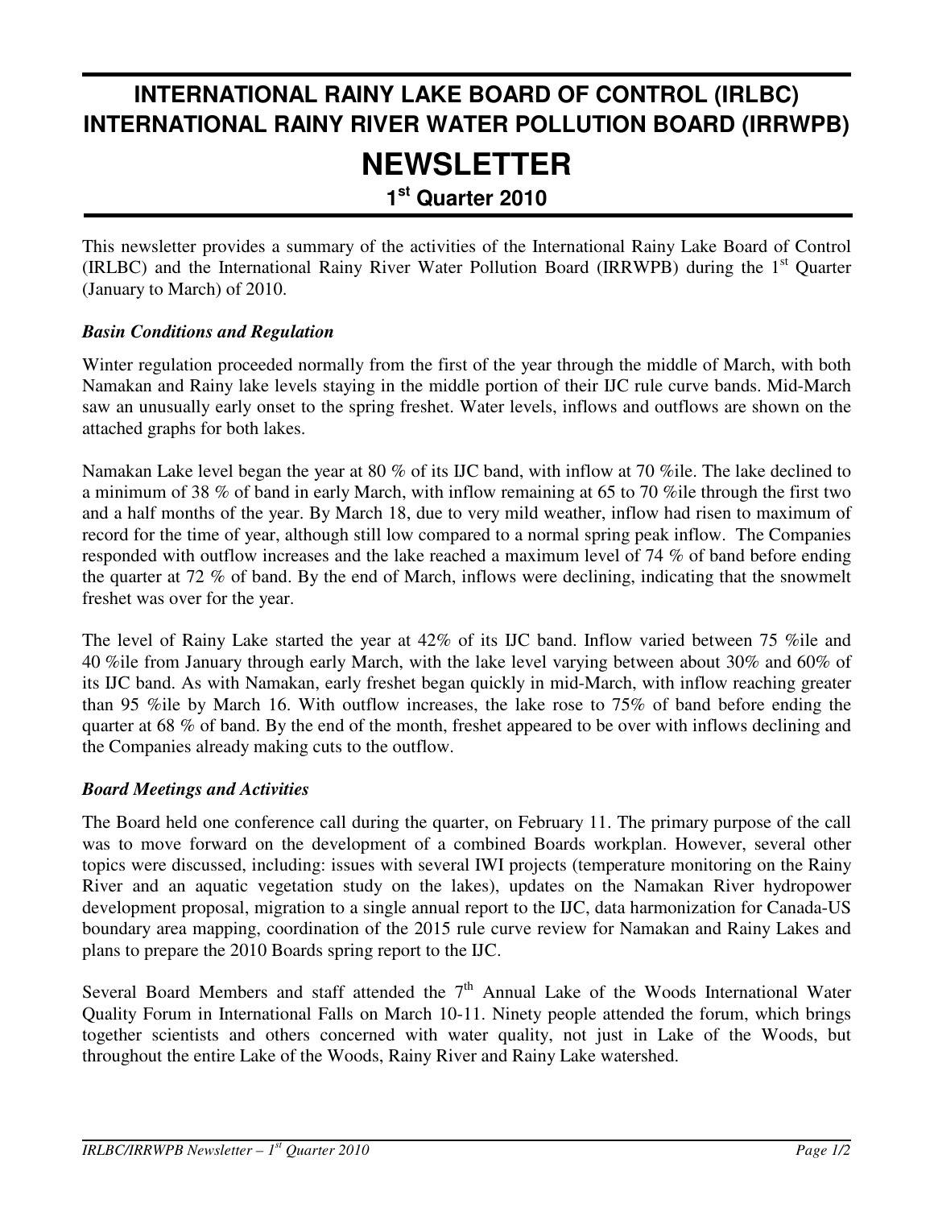# INTERNATIONAL RAINY LAKE BOARD OF CONTROL (IRLBC)
# INTERNATIONAL RAINY RIVER WATER POLLUTION BOARD (IRRWPB)

# NEWSLETTER

## 1st Quarter 2010

This newsletter provides a summary of the activities of the International Rainy Lake Board of Control (IRLBC) and the International Rainy River Water Pollution Board (IRRWPB) during the 1st Quarter (January to March) of 2010.

### *Basin Conditions and Regulation*

Winter regulation proceeded normally from the first of the year through the middle of March, with both Namakan and Rainy lake levels staying in the middle portion of their IJC rule curve bands. Mid-March saw an unusually early onset to the spring freshet. Water levels, inflows and outflows are shown on the attached graphs for both lakes.

Namakan Lake level began the year at 80 % of its IJC band, with inflow at 70 %ile. The lake declined to a minimum of 38 % of band in early March, with inflow remaining at 65 to 70 %ile through the first two and a half months of the year. By March 18, due to very mild weather, inflow had risen to maximum of record for the time of year, although still low compared to a normal spring peak inflow. The Companies responded with outflow increases and the lake reached a maximum level of 74 % of band before ending the quarter at 72 % of band. By the end of March, inflows were declining, indicating that the snowmelt freshet was over for the year.

The level of Rainy Lake started the year at 42% of its IJC band. Inflow varied between 75 %ile and 40 %ile from January through early March, with the lake level varying between about 30% and 60% of its IJC band. As with Namakan, early freshet began quickly in mid-March, with inflow reaching greater than 95 %ile by March 16. With outflow increases, the lake rose to 75% of band before ending the quarter at 68 % of band. By the end of the month, freshet appeared to be over with inflows declining and the Companies already making cuts to the outflow.

### *Board Meetings and Activities*

The Board held one conference call during the quarter, on February 11. The primary purpose of the call was to move forward on the development of a combined Boards workplan. However, several other topics were discussed, including: issues with several IWI projects (temperature monitoring on the Rainy River and an aquatic vegetation study on the lakes), updates on the Namakan River hydropower development proposal, migration to a single annual report to the IJC, data harmonization for Canada-US boundary area mapping, coordination of the 2015 rule curve review for Namakan and Rainy Lakes and plans to prepare the 2010 Boards spring report to the IJC.

Several Board Members and staff attended the 7th Annual Lake of the Woods International Water Quality Forum in International Falls on March 10-11. Ninety people attended the forum, which brings together scientists and others concerned with water quality, not just in Lake of the Woods, but throughout the entire Lake of the Woods, Rainy River and Rainy Lake watershed.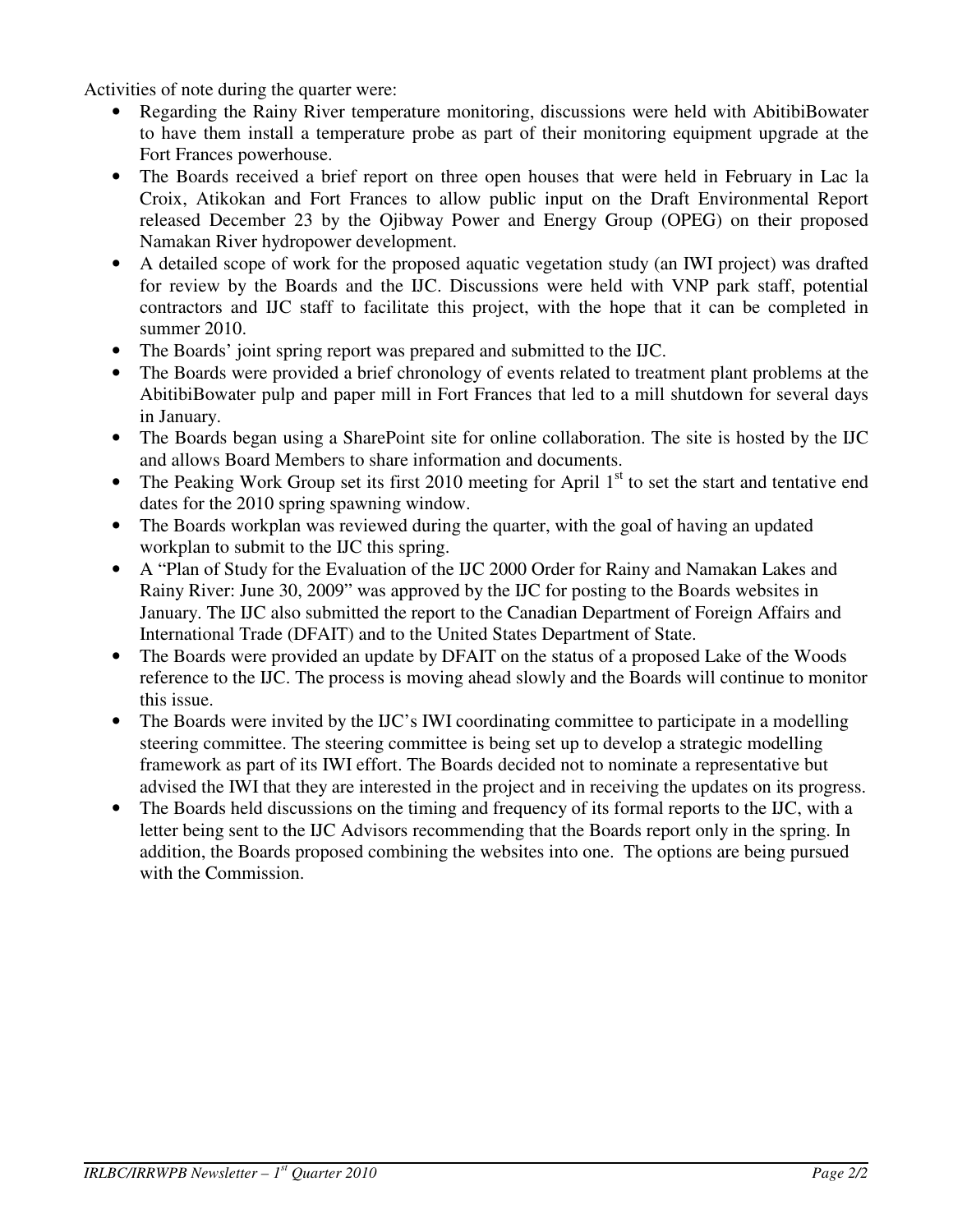Activities of note during the quarter were:

- Regarding the Rainy River temperature monitoring, discussions were held with AbitibiBowater to have them install a temperature probe as part of their monitoring equipment upgrade at the Fort Frances powerhouse.
- The Boards received a brief report on three open houses that were held in February in Lac la Croix, Atikokan and Fort Frances to allow public input on the Draft Environmental Report released December 23 by the Ojibway Power and Energy Group (OPEG) on their proposed Namakan River hydropower development.
- A detailed scope of work for the proposed aquatic vegetation study (an IWI project) was drafted for review by the Boards and the IJC. Discussions were held with VNP park staff, potential contractors and IJC staff to facilitate this project, with the hope that it can be completed in summer 2010.
- The Boards' joint spring report was prepared and submitted to the IJC.
- The Boards were provided a brief chronology of events related to treatment plant problems at the AbitibiBowater pulp and paper mill in Fort Frances that led to a mill shutdown for several days in January.
- The Boards began using a SharePoint site for online collaboration. The site is hosted by the IJC and allows Board Members to share information and documents.
- The Peaking Work Group set its first 2010 meeting for April 1st to set the start and tentative end dates for the 2010 spring spawning window.
- The Boards workplan was reviewed during the quarter, with the goal of having an updated workplan to submit to the IJC this spring.
- A "Plan of Study for the Evaluation of the IJC 2000 Order for Rainy and Namakan Lakes and Rainy River: June 30, 2009" was approved by the IJC for posting to the Boards websites in January. The IJC also submitted the report to the Canadian Department of Foreign Affairs and International Trade (DFAIT) and to the United States Department of State.
- The Boards were provided an update by DFAIT on the status of a proposed Lake of the Woods reference to the IJC. The process is moving ahead slowly and the Boards will continue to monitor this issue.
- The Boards were invited by the IJC's IWI coordinating committee to participate in a modelling steering committee. The steering committee is being set up to develop a strategic modelling framework as part of its IWI effort. The Boards decided not to nominate a representative but advised the IWI that they are interested in the project and in receiving the updates on its progress.
- The Boards held discussions on the timing and frequency of its formal reports to the IJC, with a letter being sent to the IJC Advisors recommending that the Boards report only in the spring. In addition, the Boards proposed combining the websites into one. The options are being pursued with the Commission.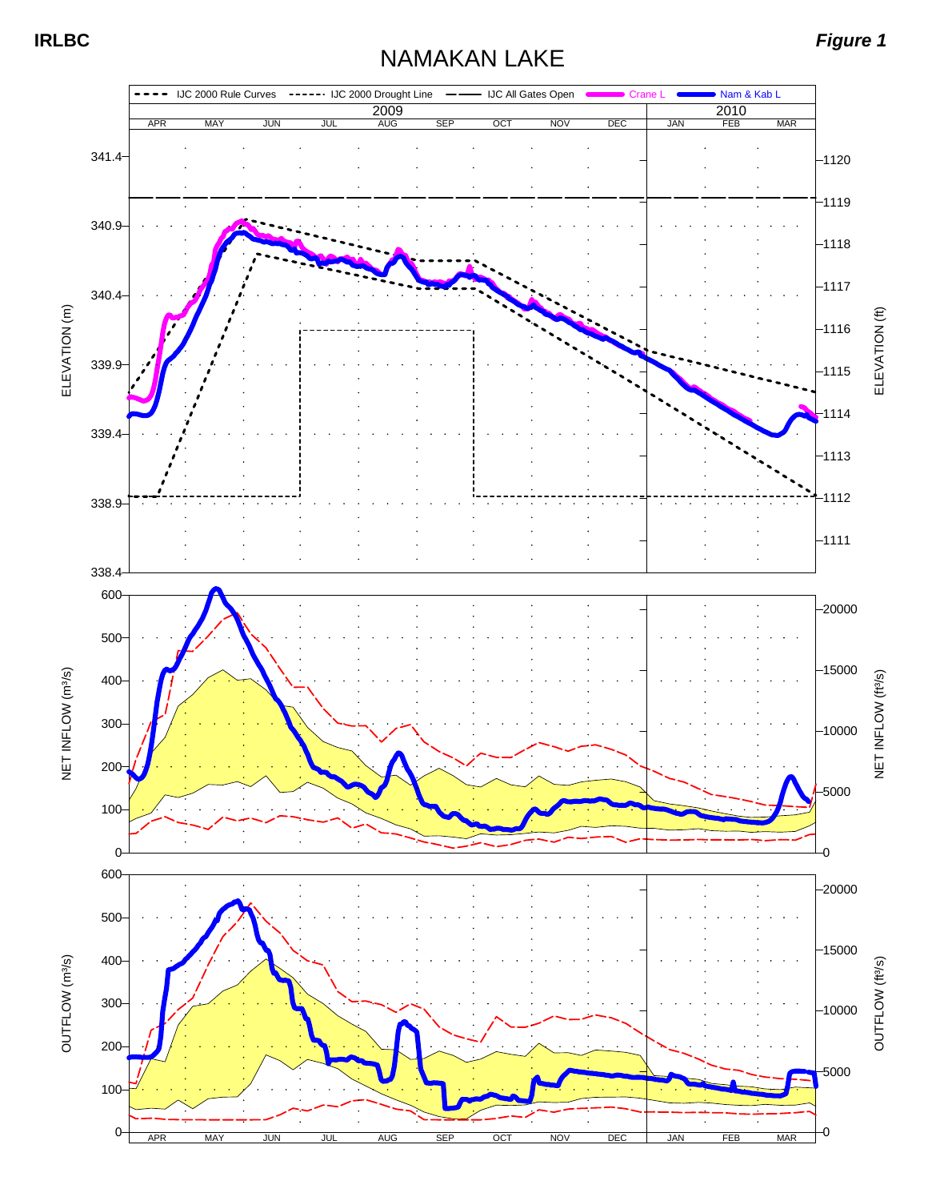IRLBC

*Figure 1*

# NAMAKAN LAKE

IJC 2000 Rule Curves | IJC 2000 Drought Line | IJC All Gates Open | Crane L | Nam & Kab L

2009: APR MAY JUN JUL AUG SEP OCT NOV DEC | 2010: JAN FEB MAR

ELEVATION (m): 338.4, 338.9, 339.4, 339.9, 340.4, 340.9, 341.4

ELEVATION (ft): 1111, 1112, 1113, 1114, 1115, 1116, 1117, 1118, 1119, 1120

NET INFLOW (m³/s): 0, 100, 200, 300, 400, 500, 600

NET INFLOW (ft³/s): 0, 5000, 10000, 15000, 20000

OUTFLOW (m³/s): 0, 100, 200, 300, 400, 500, 600

OUTFLOW (ft³/s): 0, 5000, 10000, 15000, 20000

APR MAY JUN JUL AUG SEP OCT NOV DEC JAN FEB MAR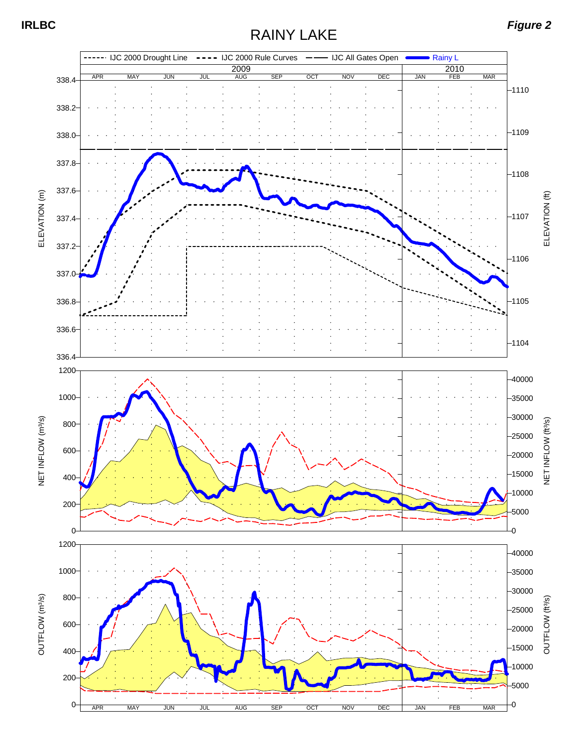IRLBC

*Figure 2*

# RAINY LAKE

IJC 2000 Drought Line
IJC 2000 Rule Curves
IJC All Gates Open
Rainy L

2009
2010

APR MAY JUN JUL AUG SEP OCT NOV DEC JAN FEB MAR

ELEVATION (m)

338.4
338.2
338.0
337.8
337.6
337.4
337.2
337.0
336.8
336.6
336.4

ELEVATION (ft)

1110
1109
1108
1107
1106
1105
1104

NET INFLOW (m³/s)

1200
1000
800
600
400
200
0

NET INFLOW (ft³/s)

40000
35000
30000
25000
20000
15000
10000
5000
0

OUTFLOW (m³/s)

1200
1000
800
600
400
200
0

OUTFLOW (ft³/s)

40000
35000
30000
25000
20000
15000
10000
5000
0

APR MAY JUN JUL AUG SEP OCT NOV DEC JAN FEB MAR